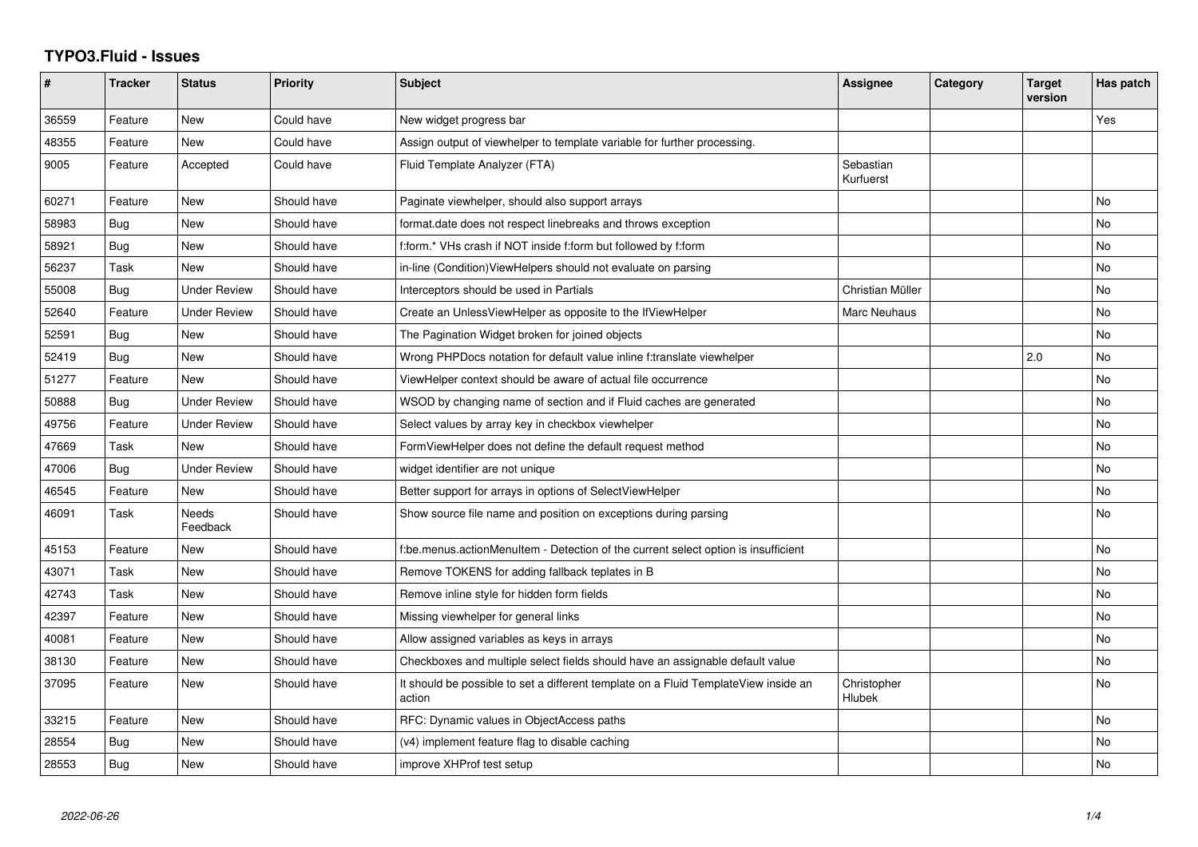# TYPO3.Fluid - Issues

| # | Tracker | Status | Priority | Subject | Assignee | Category | Target version | Has patch |
|---|---|---|---|---|---|---|---|---|
| 36559 | Feature | New | Could have | New widget progress bar | | | | Yes |
| 48355 | Feature | New | Could have | Assign output of viewhelper to template variable for further processing. | | | | |
| 9005 | Feature | Accepted | Could have | Fluid Template Analyzer (FTA) | Sebastian Kurfuerst | | | |
| 60271 | Feature | New | Should have | Paginate viewhelper, should also support arrays | | | | No |
| 58983 | Bug | New | Should have | format.date does not respect linebreaks and throws exception | | | | No |
| 58921 | Bug | New | Should have | f:form.* VHs crash if NOT inside f:form but followed by f:form | | | | No |
| 56237 | Task | New | Should have | in-line (Condition)ViewHelpers should not evaluate on parsing | | | | No |
| 55008 | Bug | Under Review | Should have | Interceptors should be used in Partials | Christian Müller | | | No |
| 52640 | Feature | Under Review | Should have | Create an UnlessViewHelper as opposite to the IfViewHelper | Marc Neuhaus | | | No |
| 52591 | Bug | New | Should have | The Pagination Widget broken for joined objects | | | | No |
| 52419 | Bug | New | Should have | Wrong PHPDocs notation for default value inline f:translate viewhelper | | | 2.0 | No |
| 51277 | Feature | New | Should have | ViewHelper context should be aware of actual file occurrence | | | | No |
| 50888 | Bug | Under Review | Should have | WSOD by changing name of section and if Fluid caches are generated | | | | No |
| 49756 | Feature | Under Review | Should have | Select values by array key in checkbox viewhelper | | | | No |
| 47669 | Task | New | Should have | FormViewHelper does not define the default request method | | | | No |
| 47006 | Bug | Under Review | Should have | widget identifier are not unique | | | | No |
| 46545 | Feature | New | Should have | Better support for arrays in options of SelectViewHelper | | | | No |
| 46091 | Task | Needs Feedback | Should have | Show source file name and position on exceptions during parsing | | | | No |
| 45153 | Feature | New | Should have | f:be.menus.actionMenuItem - Detection of the current select option is insufficient | | | | No |
| 43071 | Task | New | Should have | Remove TOKENS for adding fallback teplates in B | | | | No |
| 42743 | Task | New | Should have | Remove inline style for hidden form fields | | | | No |
| 42397 | Feature | New | Should have | Missing viewhelper for general links | | | | No |
| 40081 | Feature | New | Should have | Allow assigned variables as keys in arrays | | | | No |
| 38130 | Feature | New | Should have | Checkboxes and multiple select fields should have an assignable default value | | | | No |
| 37095 | Feature | New | Should have | It should be possible to set a different template on a Fluid TemplateView inside an action | Christopher Hlubek | | | No |
| 33215 | Feature | New | Should have | RFC: Dynamic values in ObjectAccess paths | | | | No |
| 28554 | Bug | New | Should have | (v4) implement feature flag to disable caching | | | | No |
| 28553 | Bug | New | Should have | improve XHProf test setup | | | | No |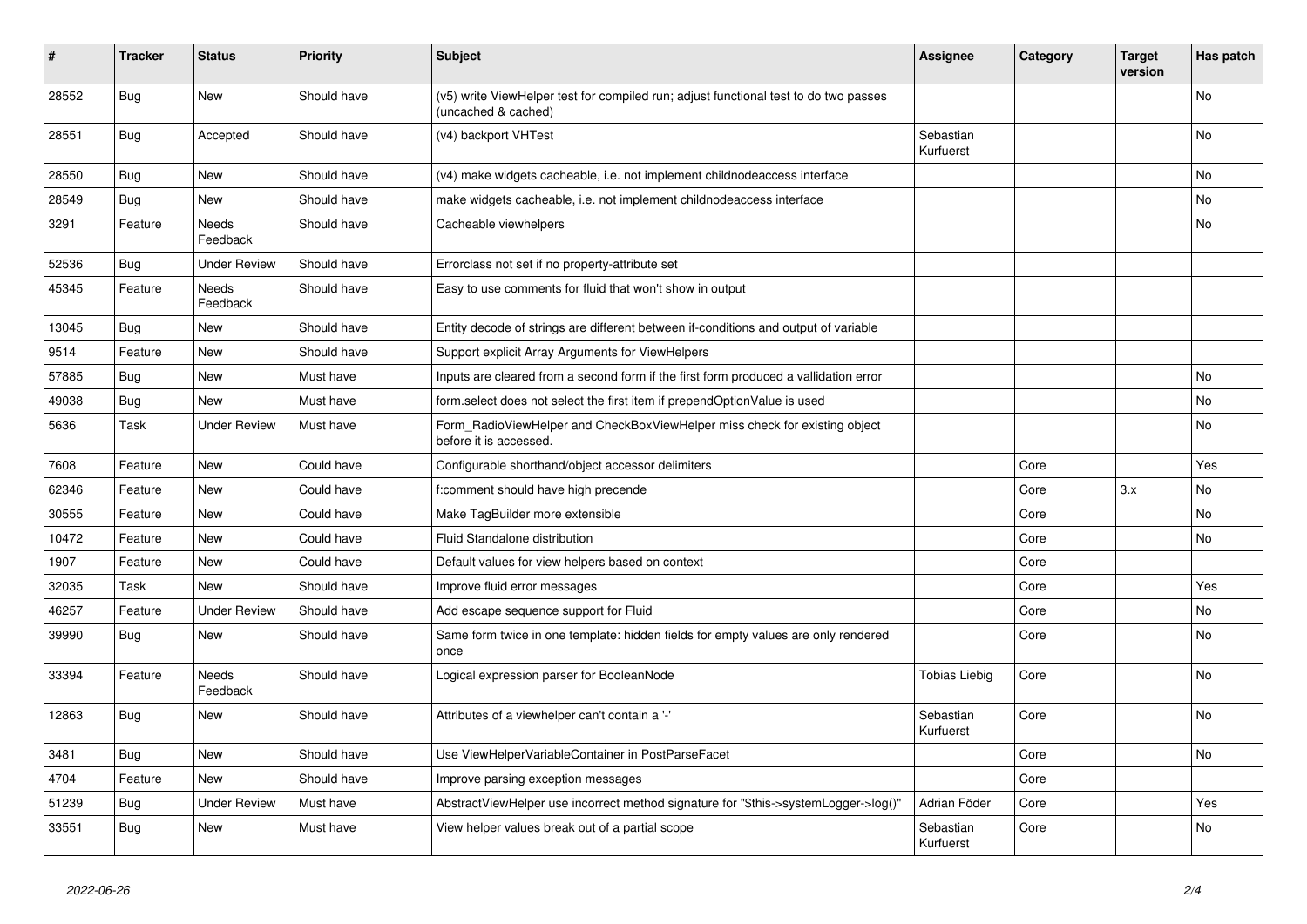| # | Tracker | Status | Priority | Subject | Assignee | Category | Target version | Has patch |
|---|---|---|---|---|---|---|---|---|
| 28552 | Bug | New | Should have | (v5) write ViewHelper test for compiled run; adjust functional test to do two passes (uncached & cached) | | | | No |
| 28551 | Bug | Accepted | Should have | (v4) backport VHTest | Sebastian Kurfuerst | | | No |
| 28550 | Bug | New | Should have | (v4) make widgets cacheable, i.e. not implement childnodeaccess interface | | | | No |
| 28549 | Bug | New | Should have | make widgets cacheable, i.e. not implement childnodeaccess interface | | | | No |
| 3291 | Feature | Needs Feedback | Should have | Cacheable viewhelpers | | | | No |
| 52536 | Bug | Under Review | Should have | Errorclass not set if no property-attribute set | | | | |
| 45345 | Feature | Needs Feedback | Should have | Easy to use comments for fluid that won't show in output | | | | |
| 13045 | Bug | New | Should have | Entity decode of strings are different between if-conditions and output of variable | | | | |
| 9514 | Feature | New | Should have | Support explicit Array Arguments for ViewHelpers | | | | |
| 57885 | Bug | New | Must have | Inputs are cleared from a second form if the first form produced a vallidation error | | | | No |
| 49038 | Bug | New | Must have | form.select does not select the first item if prependOptionValue is used | | | | No |
| 5636 | Task | Under Review | Must have | Form_RadioViewHelper and CheckBoxViewHelper miss check for existing object before it is accessed. | | | | No |
| 7608 | Feature | New | Could have | Configurable shorthand/object accessor delimiters | | Core | | Yes |
| 62346 | Feature | New | Could have | f:comment should have high precende | | Core | 3.x | No |
| 30555 | Feature | New | Could have | Make TagBuilder more extensible | | Core | | No |
| 10472 | Feature | New | Could have | Fluid Standalone distribution | | Core | | No |
| 1907 | Feature | New | Could have | Default values for view helpers based on context | | Core | | |
| 32035 | Task | New | Should have | Improve fluid error messages | | Core | | Yes |
| 46257 | Feature | Under Review | Should have | Add escape sequence support for Fluid | | Core | | No |
| 39990 | Bug | New | Should have | Same form twice in one template: hidden fields for empty values are only rendered once | | Core | | No |
| 33394 | Feature | Needs Feedback | Should have | Logical expression parser for BooleanNode | Tobias Liebig | Core | | No |
| 12863 | Bug | New | Should have | Attributes of a viewhelper can't contain a '-' | Sebastian Kurfuerst | Core | | No |
| 3481 | Bug | New | Should have | Use ViewHelperVariableContainer in PostParseFacet | | Core | | No |
| 4704 | Feature | New | Should have | Improve parsing exception messages | | Core | | |
| 51239 | Bug | Under Review | Must have | AbstractViewHelper use incorrect method signature for "$this->systemLogger->log()" | Adrian Föder | Core | | Yes |
| 33551 | Bug | New | Must have | View helper values break out of a partial scope | Sebastian Kurfuerst | Core | | No |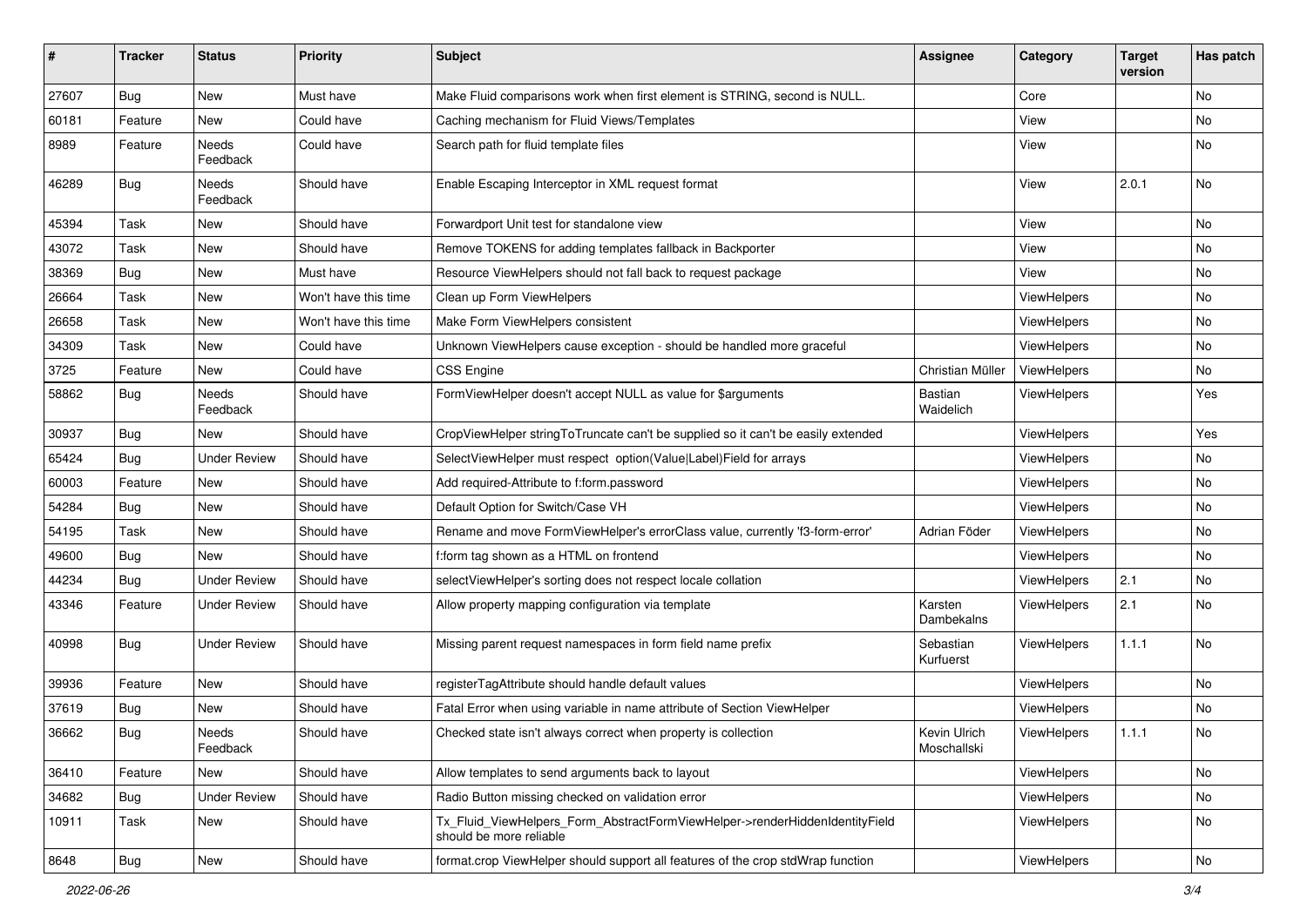| # | Tracker | Status | Priority | Subject | Assignee | Category | Target version | Has patch |
|---|---|---|---|---|---|---|---|---|
| 27607 | Bug | New | Must have | Make Fluid comparisons work when first element is STRING, second is NULL. | | Core | | No |
| 60181 | Feature | New | Could have | Caching mechanism for Fluid Views/Templates | | View | | No |
| 8989 | Feature | Needs Feedback | Could have | Search path for fluid template files | | View | | No |
| 46289 | Bug | Needs Feedback | Should have | Enable Escaping Interceptor in XML request format | | View | 2.0.1 | No |
| 45394 | Task | New | Should have | Forwardport Unit test for standalone view | | View | | No |
| 43072 | Task | New | Should have | Remove TOKENS for adding templates fallback in Backporter | | View | | No |
| 38369 | Bug | New | Must have | Resource ViewHelpers should not fall back to request package | | View | | No |
| 26664 | Task | New | Won't have this time | Clean up Form ViewHelpers | | ViewHelpers | | No |
| 26658 | Task | New | Won't have this time | Make Form ViewHelpers consistent | | ViewHelpers | | No |
| 34309 | Task | New | Could have | Unknown ViewHelpers cause exception - should be handled more graceful | | ViewHelpers | | No |
| 3725 | Feature | New | Could have | CSS Engine | Christian Müller | ViewHelpers | | No |
| 58862 | Bug | Needs Feedback | Should have | FormViewHelper doesn't accept NULL as value for $arguments | Bastian Waidelich | ViewHelpers | | Yes |
| 30937 | Bug | New | Should have | CropViewHelper stringToTruncate can't be supplied so it can't be easily extended | | ViewHelpers | | Yes |
| 65424 | Bug | Under Review | Should have | SelectViewHelper must respect option(Value\|Label)Field for arrays | | ViewHelpers | | No |
| 60003 | Feature | New | Should have | Add required-Attribute to f:form.password | | ViewHelpers | | No |
| 54284 | Bug | New | Should have | Default Option for Switch/Case VH | | ViewHelpers | | No |
| 54195 | Task | New | Should have | Rename and move FormViewHelper's errorClass value, currently 'f3-form-error' | Adrian Föder | ViewHelpers | | No |
| 49600 | Bug | New | Should have | f:form tag shown as a HTML on frontend | | ViewHelpers | | No |
| 44234 | Bug | Under Review | Should have | selectViewHelper's sorting does not respect locale collation | | ViewHelpers | 2.1 | No |
| 43346 | Feature | Under Review | Should have | Allow property mapping configuration via template | Karsten Dambekalns | ViewHelpers | 2.1 | No |
| 40998 | Bug | Under Review | Should have | Missing parent request namespaces in form field name prefix | Sebastian Kurfuerst | ViewHelpers | 1.1.1 | No |
| 39936 | Feature | New | Should have | registerTagAttribute should handle default values | | ViewHelpers | | No |
| 37619 | Bug | New | Should have | Fatal Error when using variable in name attribute of Section ViewHelper | | ViewHelpers | | No |
| 36662 | Bug | Needs Feedback | Should have | Checked state isn't always correct when property is collection | Kevin Ulrich Moschallski | ViewHelpers | 1.1.1 | No |
| 36410 | Feature | New | Should have | Allow templates to send arguments back to layout | | ViewHelpers | | No |
| 34682 | Bug | Under Review | Should have | Radio Button missing checked on validation error | | ViewHelpers | | No |
| 10911 | Task | New | Should have | Tx_Fluid_ViewHelpers_Form_AbstractFormViewHelper->renderHiddenIdentityField should be more reliable | | ViewHelpers | | No |
| 8648 | Bug | New | Should have | format.crop ViewHelper should support all features of the crop stdWrap function | | ViewHelpers | | No |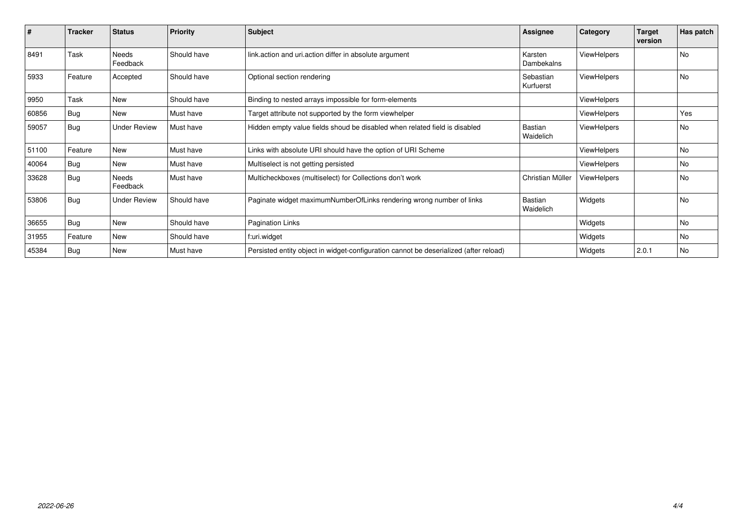| # | Tracker | Status | Priority | Subject | Assignee | Category | Target version | Has patch |
|---|---|---|---|---|---|---|---|---|
| 8491 | Task | Needs Feedback | Should have | link.action and uri.action differ in absolute argument | Karsten Dambekalns | ViewHelpers | | No |
| 5933 | Feature | Accepted | Should have | Optional section rendering | Sebastian Kurfuerst | ViewHelpers | | No |
| 9950 | Task | New | Should have | Binding to nested arrays impossible for form-elements | | ViewHelpers | | |
| 60856 | Bug | New | Must have | Target attribute not supported by the form viewhelper | | ViewHelpers | | Yes |
| 59057 | Bug | Under Review | Must have | Hidden empty value fields shoud be disabled when related field is disabled | Bastian Waidelich | ViewHelpers | | No |
| 51100 | Feature | New | Must have | Links with absolute URI should have the option of URI Scheme | | ViewHelpers | | No |
| 40064 | Bug | New | Must have | Multiselect is not getting persisted | | ViewHelpers | | No |
| 33628 | Bug | Needs Feedback | Must have | Multicheckboxes (multiselect) for Collections don't work | Christian Müller | ViewHelpers | | No |
| 53806 | Bug | Under Review | Should have | Paginate widget maximumNumberOfLinks rendering wrong number of links | Bastian Waidelich | Widgets | | No |
| 36655 | Bug | New | Should have | Pagination Links | | Widgets | | No |
| 31955 | Feature | New | Should have | f:uri.widget | | Widgets | | No |
| 45384 | Bug | New | Must have | Persisted entity object in widget-configuration cannot be deserialized (after reload) | | Widgets | 2.0.1 | No |